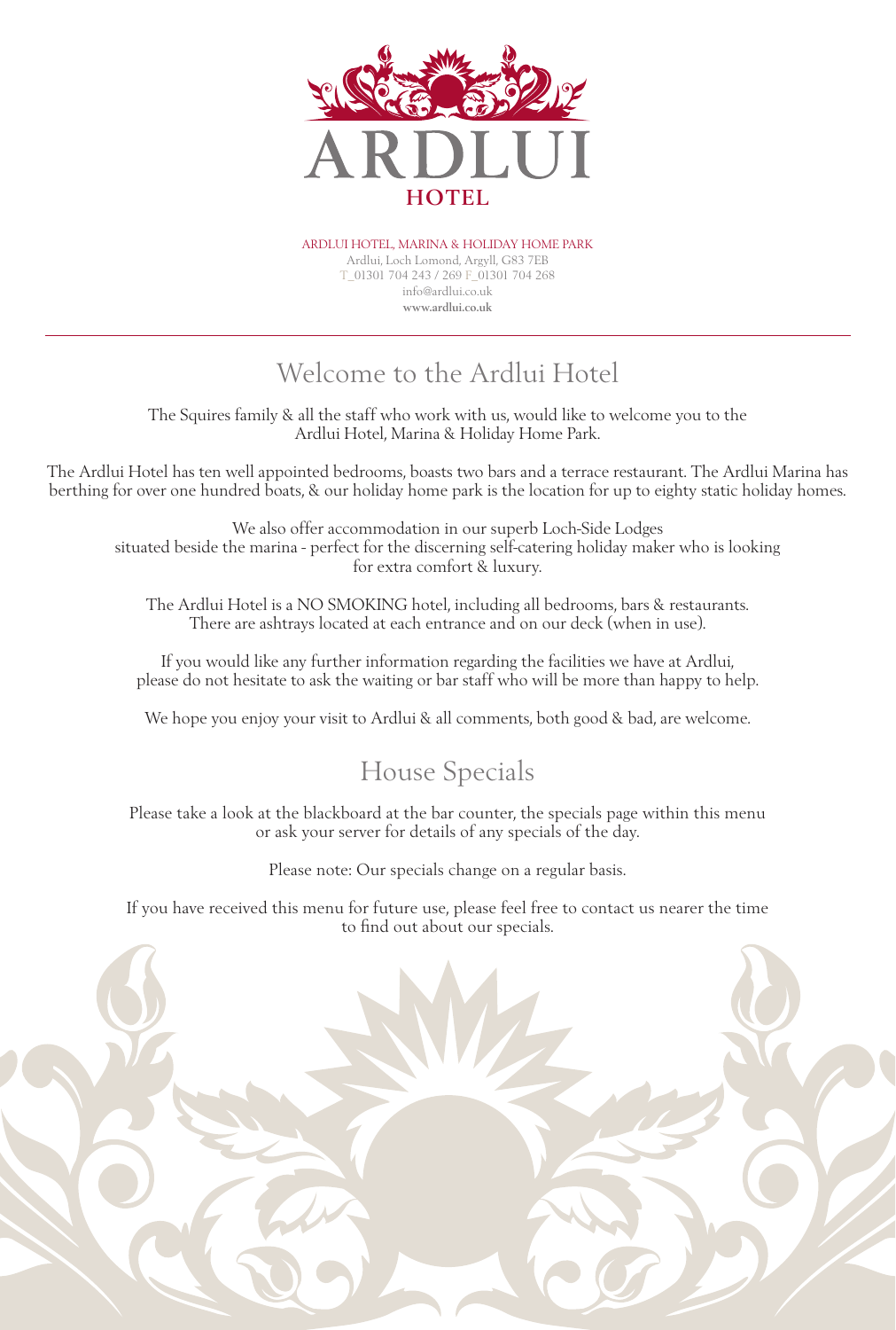# ARDLUI HOTEL

ARDLUI HOTEL, MARINA & HOLIDAY HOME PARK
Ardlui, Loch Lomond, Argyll, G83 7EB
T_01301 704 243 / 269 F_01301 704 268
info@ardlui.co.uk
**www.ardlui.co.uk**

## Welcome to the Ardlui Hotel

The Squires family & all the staff who work with us, would like to welcome you to the Ardlui Hotel, Marina & Holiday Home Park.

The Ardlui Hotel has ten well appointed bedrooms, boasts two bars and a terrace restaurant. The Ardlui Marina has berthing for over one hundred boats, & our holiday home park is the location for up to eighty static holiday homes.

We also offer accommodation in our superb Loch-Side Lodges situated beside the marina - perfect for the discerning self-catering holiday maker who is looking for extra comfort & luxury.

The Ardlui Hotel is a NO SMOKING hotel, including all bedrooms, bars & restaurants. There are ashtrays located at each entrance and on our deck (when in use).

If you would like any further information regarding the facilities we have at Ardlui, please do not hesitate to ask the waiting or bar staff who will be more than happy to help.

We hope you enjoy your visit to Ardlui & all comments, both good & bad, are welcome.

## House Specials

Please take a look at the blackboard at the bar counter, the specials page within this menu or ask your server for details of any specials of the day.

Please note: Our specials change on a regular basis.

If you have received this menu for future use, please feel free to contact us nearer the time to find out about our specials.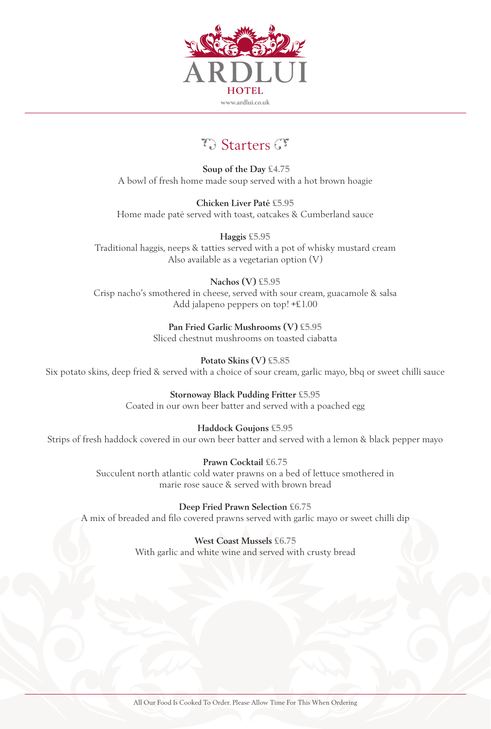# ARDLUI HOTEL

www.ardlui.co.uk

## Starters

**Soup of the Day** £4.75
A bowl of fresh home made soup served with a hot brown hoagie

**Chicken Liver Paté** £5.95
Home made paté served with toast, oatcakes & Cumberland sauce

**Haggis** £5.95
Traditional haggis, neeps & tatties served with a pot of whisky mustard cream
Also available as a vegetarian option (V)

**Nachos (V)** £5.95
Crisp nacho's smothered in cheese, served with sour cream, guacamole & salsa
Add jalapeno peppers on top! +£1.00

**Pan Fried Garlic Mushrooms (V)** £5.95
Sliced chestnut mushrooms on toasted ciabatta

**Potato Skins (V)** £5.85
Six potato skins, deep fried & served with a choice of sour cream, garlic mayo, bbq or sweet chilli sauce

**Stornoway Black Pudding Fritter** £5.95
Coated in our own beer batter and served with a poached egg

**Haddock Goujons** £5.95
Strips of fresh haddock covered in our own beer batter and served with a lemon & black pepper mayo

**Prawn Cocktail** £6.75
Succulent north atlantic cold water prawns on a bed of lettuce smothered in marie rose sauce & served with brown bread

**Deep Fried Prawn Selection** £6.75
A mix of breaded and filo covered prawns served with garlic mayo or sweet chilli dip

**West Coast Mussels** £6.75
With garlic and white wine and served with crusty bread

All Our Food Is Cooked To Order. Please Allow Time For This When Ordering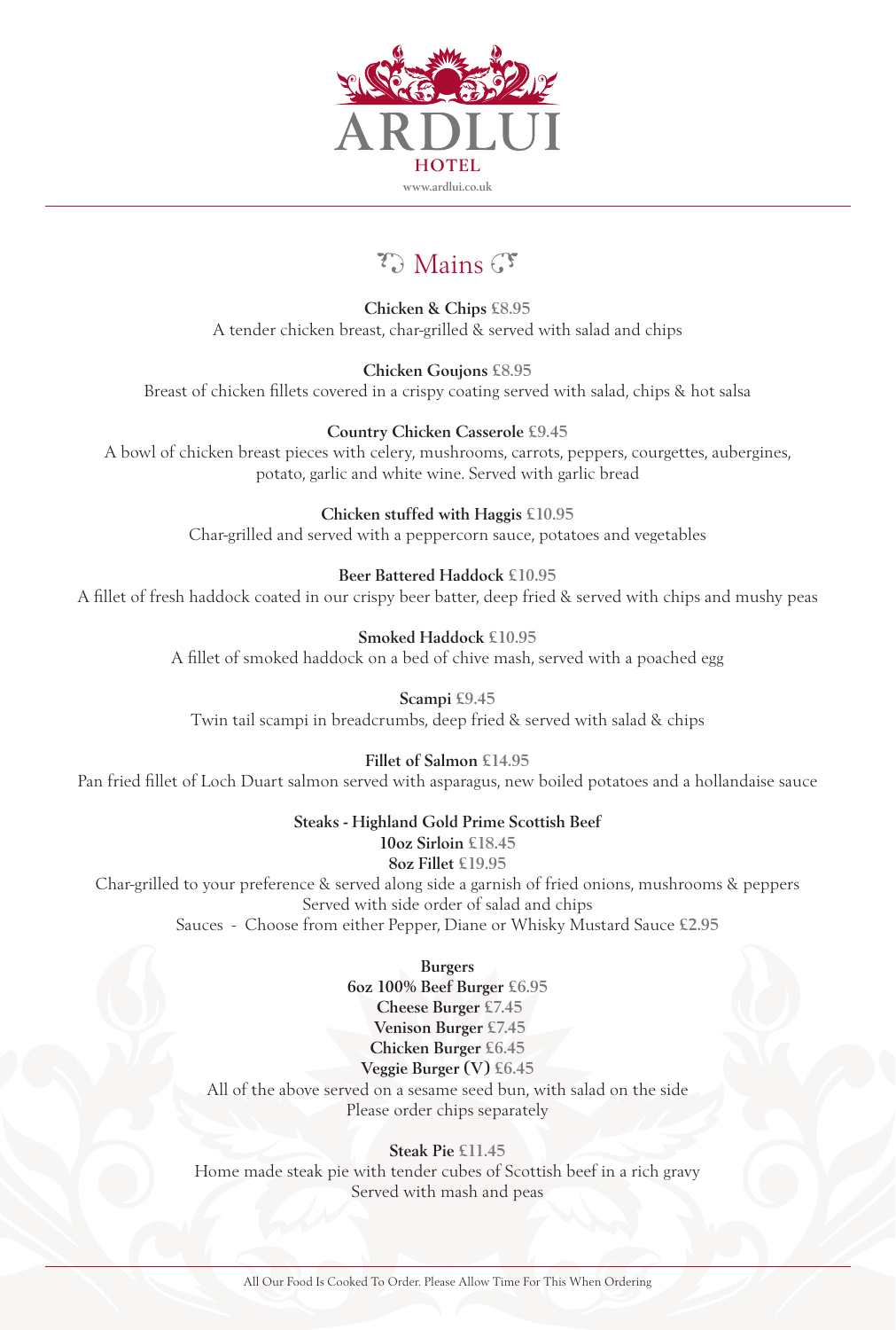# ARDLUI HOTEL

www.ardlui.co.uk

## Mains

**Chicken & Chips** £8.95
A tender chicken breast, char-grilled & served with salad and chips

**Chicken Goujons** £8.95
Breast of chicken fillets covered in a crispy coating served with salad, chips & hot salsa

**Country Chicken Casserole** £9.45
A bowl of chicken breast pieces with celery, mushrooms, carrots, peppers, courgettes, aubergines, potato, garlic and white wine. Served with garlic bread

**Chicken stuffed with Haggis** £10.95
Char-grilled and served with a peppercorn sauce, potatoes and vegetables

**Beer Battered Haddock** £10.95
A fillet of fresh haddock coated in our crispy beer batter, deep fried & served with chips and mushy peas

**Smoked Haddock** £10.95
A fillet of smoked haddock on a bed of chive mash, served with a poached egg

**Scampi** £9.45
Twin tail scampi in breadcrumbs, deep fried & served with salad & chips

**Fillet of Salmon** £14.95
Pan fried fillet of Loch Duart salmon served with asparagus, new boiled potatoes and a hollandaise sauce

**Steaks - Highland Gold Prime Scottish Beef**
**10oz Sirloin** £18.45
**8oz Fillet** £19.95
Char-grilled to your preference & served along side a garnish of fried onions, mushrooms & peppers
Served with side order of salad and chips
Sauces - Choose from either Pepper, Diane or Whisky Mustard Sauce £2.95

**Burgers**
**6oz 100% Beef Burger** £6.95
**Cheese Burger** £7.45
**Venison Burger** £7.45
**Chicken Burger** £6.45
**Veggie Burger (V)** £6.45
All of the above served on a sesame seed bun, with salad on the side
Please order chips separately

**Steak Pie** £11.45
Home made steak pie with tender cubes of Scottish beef in a rich gravy
Served with mash and peas

All Our Food Is Cooked To Order. Please Allow Time For This When Ordering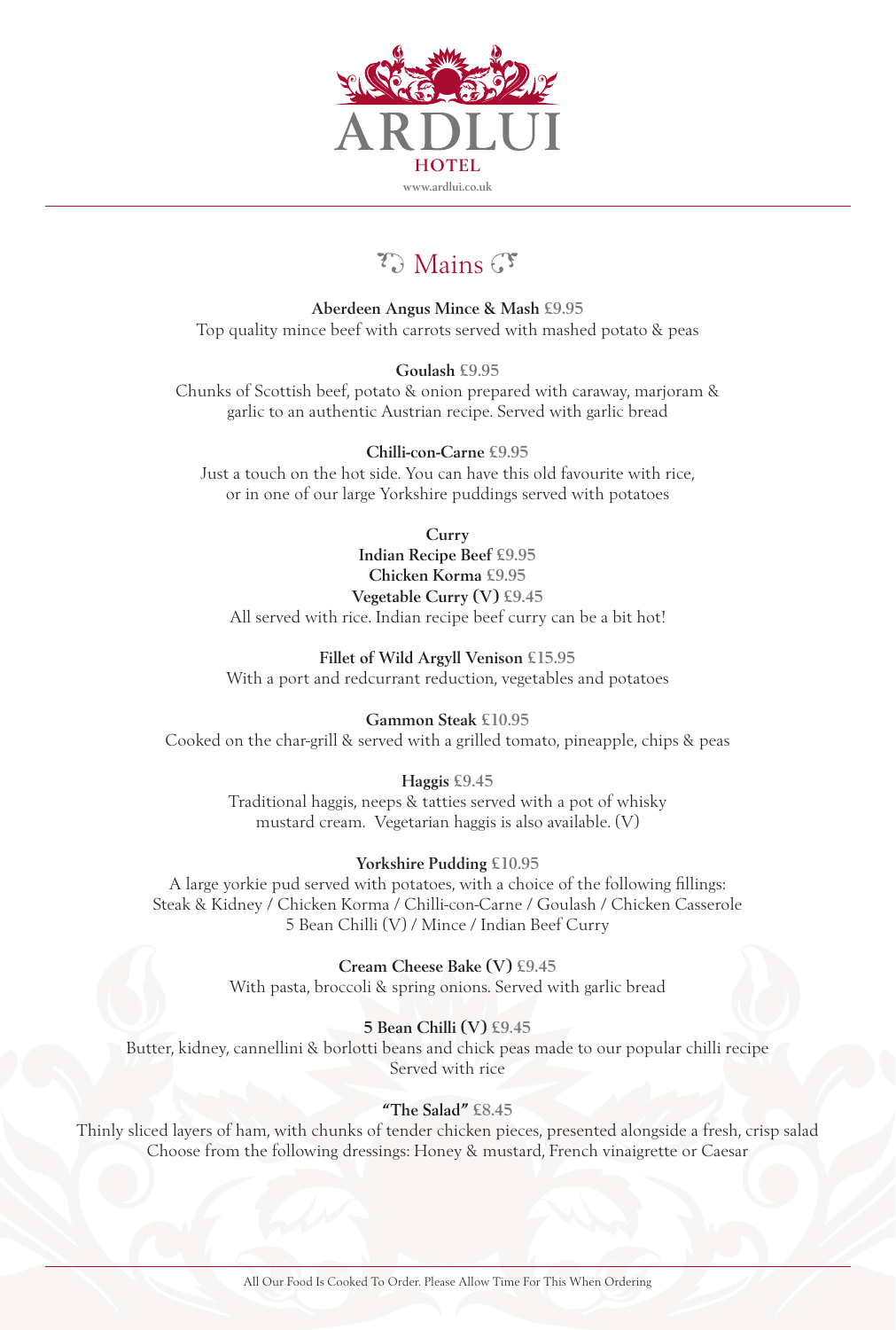# ARDLUI HOTEL

www.ardlui.co.uk

## Mains

**Aberdeen Angus Mince & Mash** £9.95
Top quality mince beef with carrots served with mashed potato & peas

**Goulash** £9.95
Chunks of Scottish beef, potato & onion prepared with caraway, marjoram & garlic to an authentic Austrian recipe. Served with garlic bread

**Chilli-con-Carne** £9.95
Just a touch on the hot side. You can have this old favourite with rice, or in one of our large Yorkshire puddings served with potatoes

**Curry**
**Indian Recipe Beef** £9.95
**Chicken Korma** £9.95
**Vegetable Curry (V)** £9.45
All served with rice. Indian recipe beef curry can be a bit hot!

**Fillet of Wild Argyll Venison** £15.95
With a port and redcurrant reduction, vegetables and potatoes

**Gammon Steak** £10.95
Cooked on the char-grill & served with a grilled tomato, pineapple, chips & peas

**Haggis** £9.45
Traditional haggis, neeps & tatties served with a pot of whisky mustard cream. Vegetarian haggis is also available. (V)

**Yorkshire Pudding** £10.95
A large yorkie pud served with potatoes, with a choice of the following fillings:
Steak & Kidney / Chicken Korma / Chilli-con-Carne / Goulash / Chicken Casserole
5 Bean Chilli (V) / Mince / Indian Beef Curry

**Cream Cheese Bake (V)** £9.45
With pasta, broccoli & spring onions. Served with garlic bread

**5 Bean Chilli (V)** £9.45
Butter, kidney, cannellini & borlotti beans and chick peas made to our popular chilli recipe
Served with rice

**"The Salad"** £8.45
Thinly sliced layers of ham, with chunks of tender chicken pieces, presented alongside a fresh, crisp salad
Choose from the following dressings: Honey & mustard, French vinaigrette or Caesar

All Our Food Is Cooked To Order. Please Allow Time For This When Ordering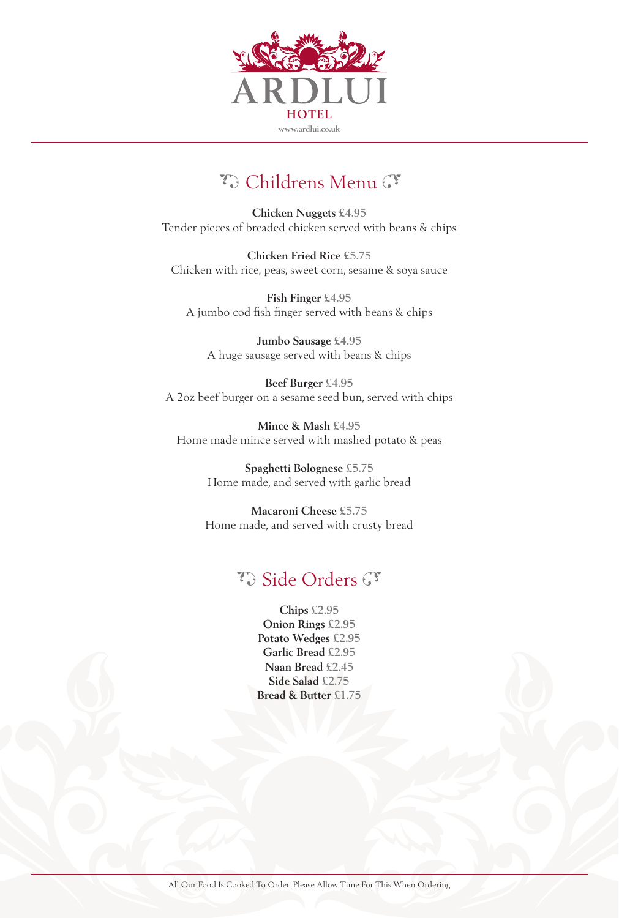# ARDLUI HOTEL

www.ardlui.co.uk

## Childrens Menu

**Chicken Nuggets** £4.95
Tender pieces of breaded chicken served with beans & chips

**Chicken Fried Rice** £5.75
Chicken with rice, peas, sweet corn, sesame & soya sauce

**Fish Finger** £4.95
A jumbo cod fish finger served with beans & chips

**Jumbo Sausage** £4.95
A huge sausage served with beans & chips

**Beef Burger** £4.95
A 2oz beef burger on a sesame seed bun, served with chips

**Mince & Mash** £4.95
Home made mince served with mashed potato & peas

**Spaghetti Bolognese** £5.75
Home made, and served with garlic bread

**Macaroni Cheese** £5.75
Home made, and served with crusty bread

## Side Orders

**Chips** £2.95
**Onion Rings** £2.95
**Potato Wedges** £2.95
**Garlic Bread** £2.95
**Naan Bread** £2.45
**Side Salad** £2.75
**Bread & Butter** £1.75

All Our Food Is Cooked To Order. Please Allow Time For This When Ordering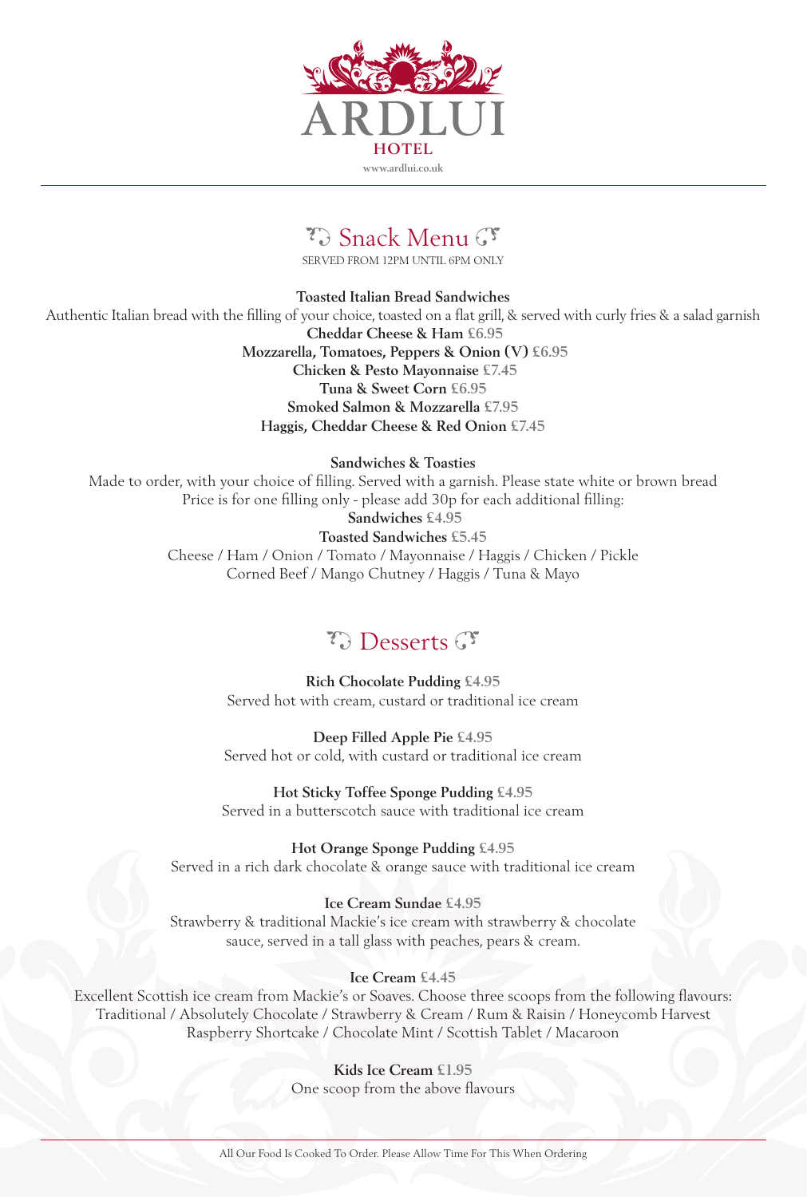# ARDLUI HOTEL

www.ardlui.co.uk

## Snack Menu

SERVED FROM 12PM UNTIL 6PM ONLY

**Toasted Italian Bread Sandwiches**

Authentic Italian bread with the filling of your choice, toasted on a flat grill, & served with curly fries & a salad garnish

**Cheddar Cheese & Ham** £6.95

**Mozzarella, Tomatoes, Peppers & Onion (V)** £6.95

**Chicken & Pesto Mayonnaise** £7.45

**Tuna & Sweet Corn** £6.95

**Smoked Salmon & Mozzarella** £7.95

**Haggis, Cheddar Cheese & Red Onion** £7.45

**Sandwiches & Toasties**

Made to order, with your choice of filling. Served with a garnish. Please state white or brown bread

Price is for one filling only - please add 30p for each additional filling:

**Sandwiches** £4.95

**Toasted Sandwiches** £5.45

Cheese / Ham / Onion / Tomato / Mayonnaise / Haggis / Chicken / Pickle

Corned Beef / Mango Chutney / Haggis / Tuna & Mayo

## Desserts

**Rich Chocolate Pudding** £4.95

Served hot with cream, custard or traditional ice cream

**Deep Filled Apple Pie** £4.95

Served hot or cold, with custard or traditional ice cream

**Hot Sticky Toffee Sponge Pudding** £4.95

Served in a butterscotch sauce with traditional ice cream

**Hot Orange Sponge Pudding** £4.95

Served in a rich dark chocolate & orange sauce with traditional ice cream

**Ice Cream Sundae** £4.95

Strawberry & traditional Mackie's ice cream with strawberry & chocolate sauce, served in a tall glass with peaches, pears & cream.

**Ice Cream** £4.45

Excellent Scottish ice cream from Mackie's or Soaves. Choose three scoops from the following flavours:

Traditional / Absolutely Chocolate / Strawberry & Cream / Rum & Raisin / Honeycomb Harvest

Raspberry Shortcake / Chocolate Mint / Scottish Tablet / Macaroon

**Kids Ice Cream** £1.95

One scoop from the above flavours

All Our Food Is Cooked To Order. Please Allow Time For This When Ordering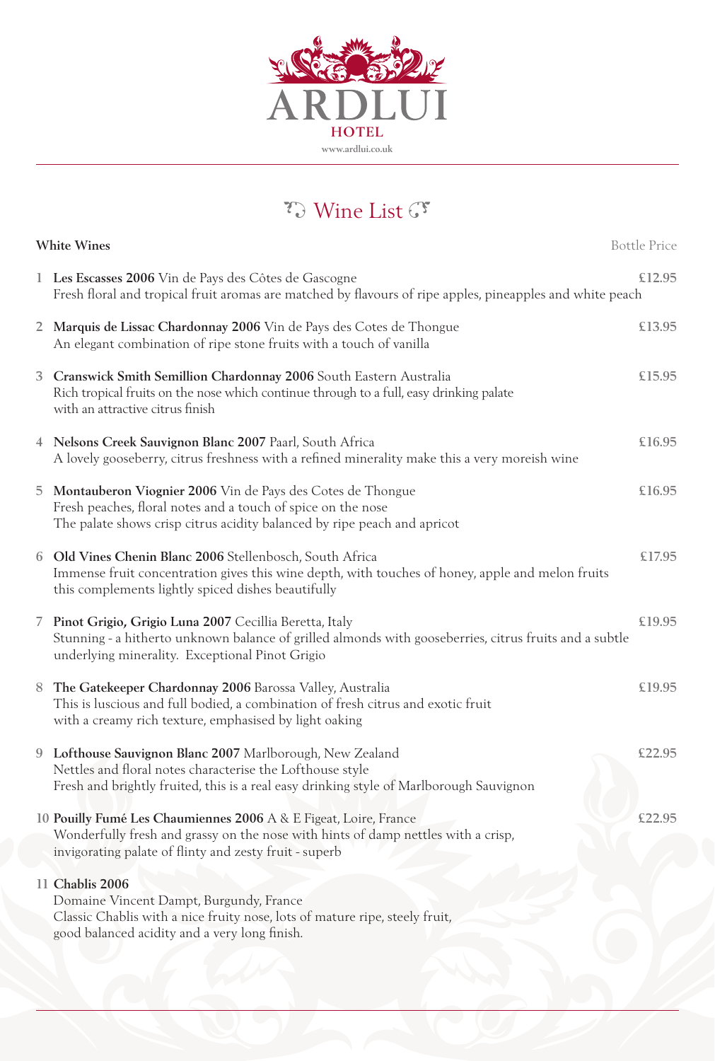# ARDLUI

**HOTEL**

www.ardlui.co.uk

## Wine List

**White Wines** — Bottle Price

1. **Les Escasses 2006** Vin de Pays des Côtes de Gascogne — £12.95
   Fresh floral and tropical fruit aromas are matched by flavours of ripe apples, pineapples and white peach

2. **Marquis de Lissac Chardonnay 2006** Vin de Pays des Cotes de Thongue — £13.95
   An elegant combination of ripe stone fruits with a touch of vanilla

3. **Cranswick Smith Semillion Chardonnay 2006** South Eastern Australia — £15.95
   Rich tropical fruits on the nose which continue through to a full, easy drinking palate with an attractive citrus finish

4. **Nelsons Creek Sauvignon Blanc 2007** Paarl, South Africa — £16.95
   A lovely gooseberry, citrus freshness with a refined minerality make this a very moreish wine

5. **Montauberon Viognier 2006** Vin de Pays des Cotes de Thongue — £16.95
   Fresh peaches, floral notes and a touch of spice on the nose
   The palate shows crisp citrus acidity balanced by ripe peach and apricot

6. **Old Vines Chenin Blanc 2006** Stellenbosch, South Africa — £17.95
   Immense fruit concentration gives this wine depth, with touches of honey, apple and melon fruits this complements lightly spiced dishes beautifully

7. **Pinot Grigio, Grigio Luna 2007** Cecillia Beretta, Italy — £19.95
   Stunning - a hitherto unknown balance of grilled almonds with gooseberries, citrus fruits and a subtle underlying minerality. Exceptional Pinot Grigio

8. **The Gatekeeper Chardonnay 2006** Barossa Valley, Australia — £19.95
   This is luscious and full bodied, a combination of fresh citrus and exotic fruit with a creamy rich texture, emphasised by light oaking

9. **Lofthouse Sauvignon Blanc 2007** Marlborough, New Zealand — £22.95
   Nettles and floral notes characterise the Lofthouse style
   Fresh and brightly fruited, this is a real easy drinking style of Marlborough Sauvignon

10. **Pouilly Fumé Les Chaumiennes 2006** A & E Figeat, Loire, France — £22.95
    Wonderfully fresh and grassy on the nose with hints of damp nettles with a crisp, invigorating palate of flinty and zesty fruit - superb

11. **Chablis 2006**
    Domaine Vincent Dampt, Burgundy, France
    Classic Chablis with a nice fruity nose, lots of mature ripe, steely fruit, good balanced acidity and a very long finish.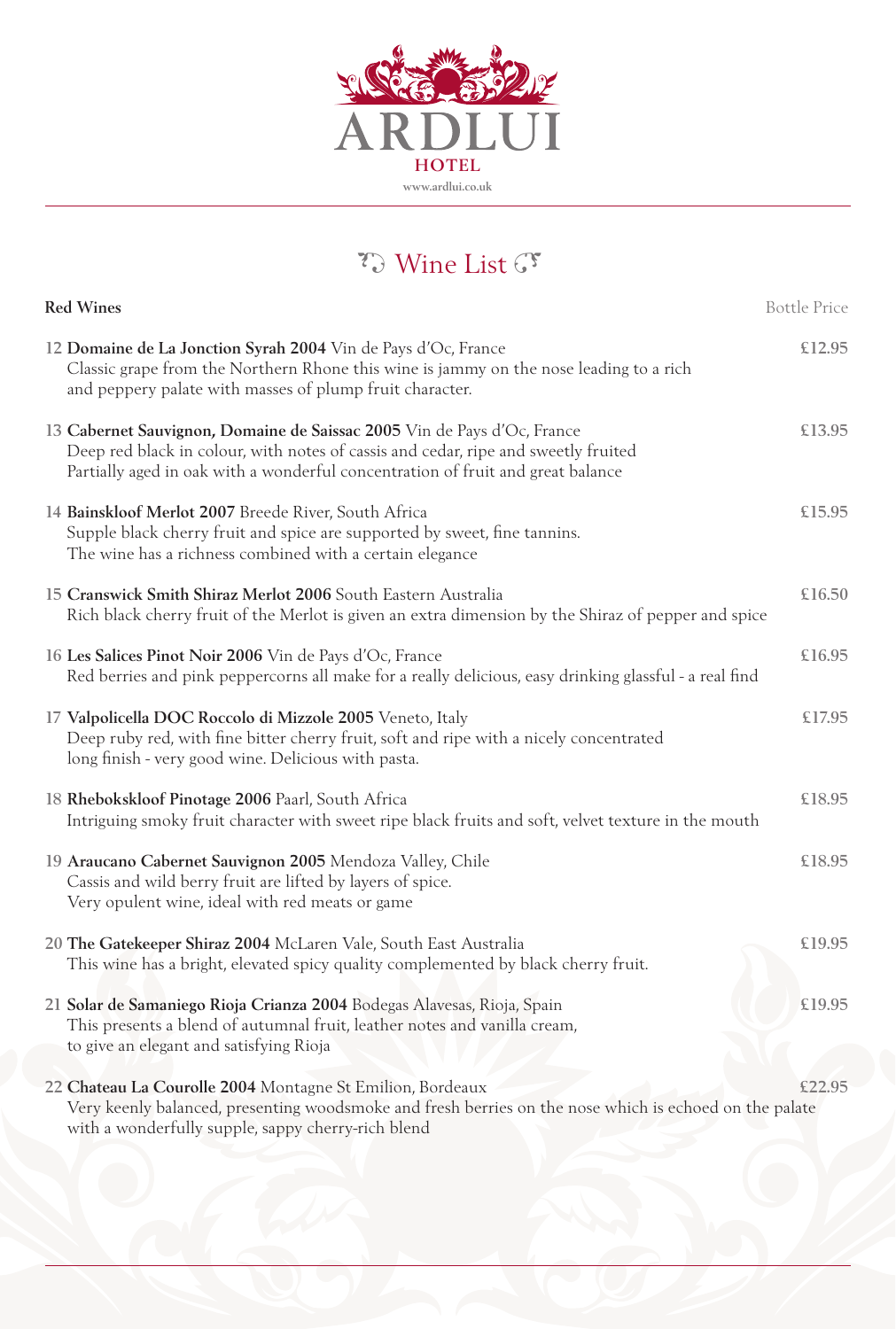# ARDLUI

HOTEL

www.ardlui.co.uk

## Wine List

**Red Wines** — Bottle Price

12 **Domaine de La Jonction Syrah 2004** Vin de Pays d'Oc, France — **£12.95**
Classic grape from the Northern Rhone this wine is jammy on the nose leading to a rich and peppery palate with masses of plump fruit character.

13 **Cabernet Sauvignon, Domaine de Saissac 2005** Vin de Pays d'Oc, France — **£13.95**
Deep red black in colour, with notes of cassis and cedar, ripe and sweetly fruited Partially aged in oak with a wonderful concentration of fruit and great balance

14 **Bainskloof Merlot 2007** Breede River, South Africa — **£15.95**
Supple black cherry fruit and spice are supported by sweet, fine tannins. The wine has a richness combined with a certain elegance

15 **Cranswick Smith Shiraz Merlot 2006** South Eastern Australia — **£16.50**
Rich black cherry fruit of the Merlot is given an extra dimension by the Shiraz of pepper and spice

16 **Les Salices Pinot Noir 2006** Vin de Pays d'Oc, France — **£16.95**
Red berries and pink peppercorns all make for a really delicious, easy drinking glassful - a real find

17 **Valpolicella DOC Roccolo di Mizzole 2005** Veneto, Italy — **£17.95**
Deep ruby red, with fine bitter cherry fruit, soft and ripe with a nicely concentrated long finish - very good wine. Delicious with pasta.

18 **Rheboksk­loof Pinotage 2006** Paarl, South Africa — **£18.95**
Intriguing smoky fruit character with sweet ripe black fruits and soft, velvet texture in the mouth

19 **Araucano Cabernet Sauvignon 2005** Mendoza Valley, Chile — **£18.95**
Cassis and wild berry fruit are lifted by layers of spice. Very opulent wine, ideal with red meats or game

20 **The Gatekeeper Shiraz 2004** McLaren Vale, South East Australia — **£19.95**
This wine has a bright, elevated spicy quality complemented by black cherry fruit.

21 **Solar de Samaniego Rioja Crianza 2004** Bodegas Alavesas, Rioja, Spain — **£19.95**
This presents a blend of autumnal fruit, leather notes and vanilla cream, to give an elegant and satisfying Rioja

22 **Chateau La Courolle 2004** Montagne St Emilion, Bordeaux — **£22.95**
Very keenly balanced, presenting woodsmoke and fresh berries on the nose which is echoed on the palate with a wonderfully supple, sappy cherry-rich blend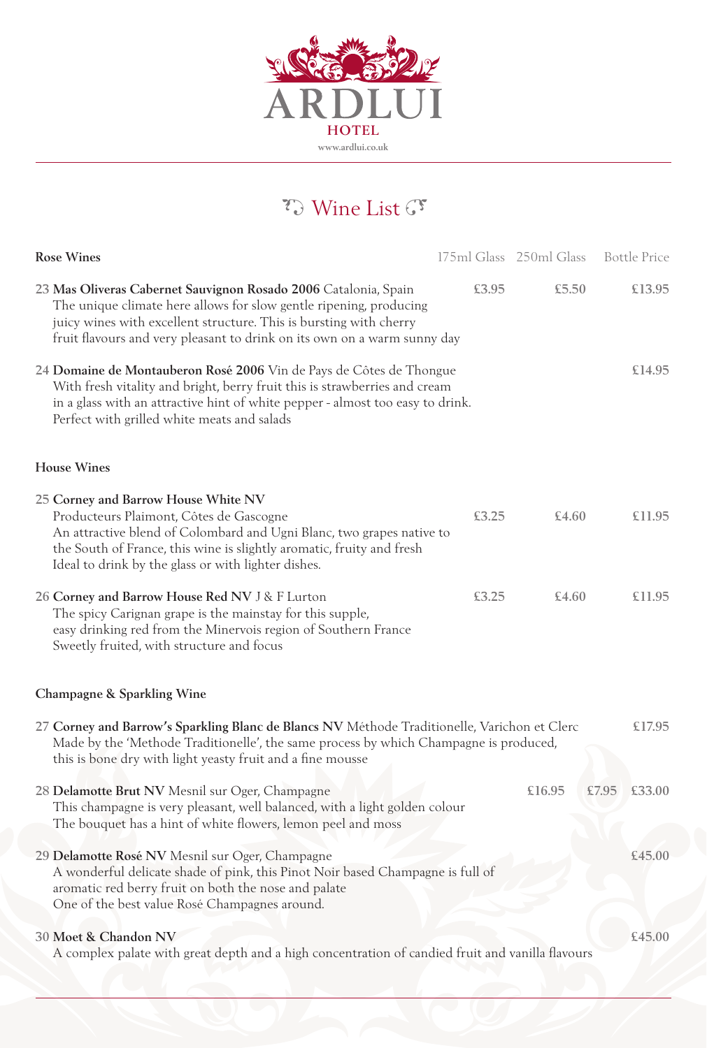# ARDLUI

**HOTEL**

www.ardlui.co.uk

## Wine List

| Rose Wines | 175ml Glass | 250ml Glass | Bottle Price |
|---|---|---|---|
| 23 **Mas Oliveras Cabernet Sauvignon Rosado 2006** Catalonia, Spain<br>The unique climate here allows for slow gentle ripening, producing juicy wines with excellent structure. This is bursting with cherry fruit flavours and very pleasant to drink on its own on a warm sunny day | £3.95 | £5.50 | £13.95 |
| 24 **Domaine de Montauberon Rosé 2006** Vin de Pays de Côtes de Thongue<br>With fresh vitality and bright, berry fruit this is strawberries and cream in a glass with an attractive hint of white pepper - almost too easy to drink. Perfect with grilled white meats and salads | | | £14.95 |
| **House Wines** | | | |
| 25 **Corney and Barrow House White NV**<br>Producteurs Plaimont, Côtes de Gascogne<br>An attractive blend of Colombard and Ugni Blanc, two grapes native to the South of France, this wine is slightly aromatic, fruity and fresh Ideal to drink by the glass or with lighter dishes. | £3.25 | £4.60 | £11.95 |
| 26 **Corney and Barrow House Red NV** J & F Lurton<br>The spicy Carignan grape is the mainstay for this supple, easy drinking red from the Minervois region of Southern France Sweetly fruited, with structure and focus | £3.25 | £4.60 | £11.95 |
| **Champagne & Sparkling Wine** | | | |
| 27 **Corney and Barrow's Sparkling Blanc de Blancs NV** Méthode Traditionelle, Varichon et Clerc<br>Made by the 'Methode Traditionelle', the same process by which Champagne is produced, this is bone dry with light yeasty fruit and a fine mousse | | | £17.95 |
| 28 **Delamotte Brut NV** Mesnil sur Oger, Champagne<br>This champagne is very pleasant, well balanced, with a light golden colour The bouquet has a hint of white flowers, lemon peel and moss | | £16.95 | £7.95 £33.00 |
| 29 **Delamotte Rosé NV** Mesnil sur Oger, Champagne<br>A wonderful delicate shade of pink, this Pinot Noir based Champagne is full of aromatic red berry fruit on both the nose and palate One of the best value Rosé Champagnes around. | | | £45.00 |
| 30 **Moet & Chandon NV**<br>A complex palate with great depth and a high concentration of candied fruit and vanilla flavours | | | £45.00 |